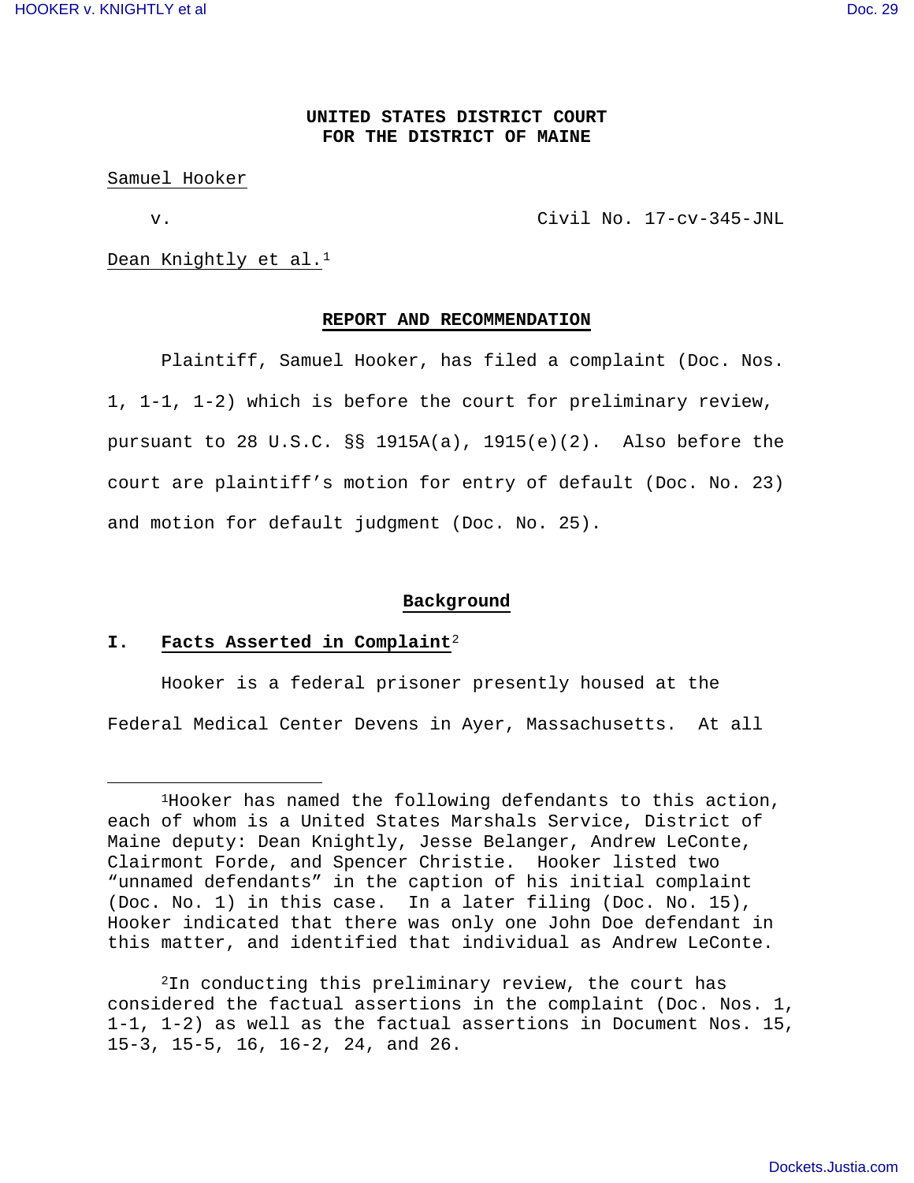**UNITED STATES DISTRICT COURT**
**FOR THE DISTRICT OF MAINE**

Samuel Hooker

v. Civil No. 17-cv-345-JNL

Dean Knightly et al.[1]

**REPORT AND RECOMMENDATION**

Plaintiff, Samuel Hooker, has filed a complaint (Doc. Nos. 1, 1-1, 1-2) which is before the court for preliminary review, pursuant to 28 U.S.C. §§ 1915A(a), 1915(e)(2). Also before the court are plaintiff's motion for entry of default (Doc. No. 23) and motion for default judgment (Doc. No. 25).

## Background

### I. Facts Asserted in Complaint[2]

Hooker is a federal prisoner presently housed at the Federal Medical Center Devens in Ayer, Massachusetts. At all

---

[1]Hooker has named the following defendants to this action, each of whom is a United States Marshals Service, District of Maine deputy: Dean Knightly, Jesse Belanger, Andrew LeConte, Clairmont Forde, and Spencer Christie. Hooker listed two "unnamed defendants" in the caption of his initial complaint (Doc. No. 1) in this case. In a later filing (Doc. No. 15), Hooker indicated that there was only one John Doe defendant in this matter, and identified that individual as Andrew LeConte.

[2]In conducting this preliminary review, the court has considered the factual assertions in the complaint (Doc. Nos. 1, 1-1, 1-2) as well as the factual assertions in Document Nos. 15, 15-3, 15-5, 16, 16-2, 24, and 26.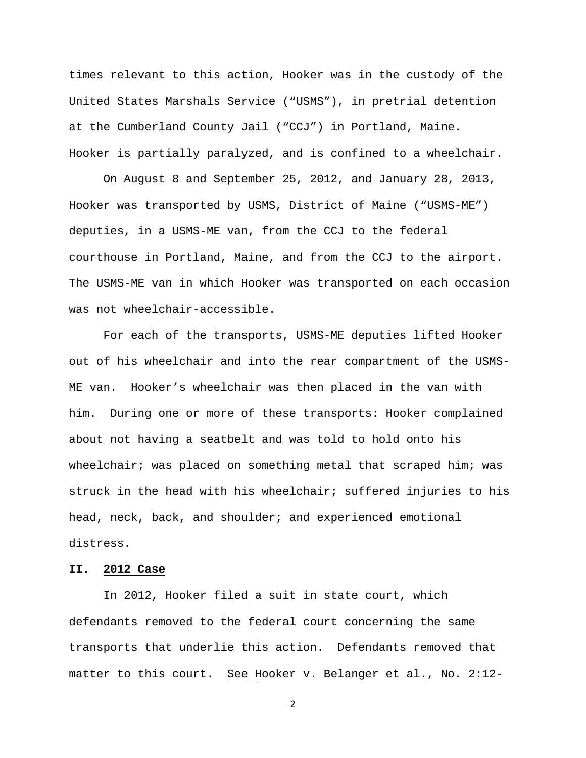times relevant to this action, Hooker was in the custody of the United States Marshals Service ("USMS"), in pretrial detention at the Cumberland County Jail ("CCJ") in Portland, Maine. Hooker is partially paralyzed, and is confined to a wheelchair.

On August 8 and September 25, 2012, and January 28, 2013, Hooker was transported by USMS, District of Maine ("USMS-ME") deputies, in a USMS-ME van, from the CCJ to the federal courthouse in Portland, Maine, and from the CCJ to the airport. The USMS-ME van in which Hooker was transported on each occasion was not wheelchair-accessible.

For each of the transports, USMS-ME deputies lifted Hooker out of his wheelchair and into the rear compartment of the USMS-ME van. Hooker's wheelchair was then placed in the van with him. During one or more of these transports: Hooker complained about not having a seatbelt and was told to hold onto his wheelchair; was placed on something metal that scraped him; was struck in the head with his wheelchair; suffered injuries to his head, neck, back, and shoulder; and experienced emotional distress.

## II. 2012 Case

In 2012, Hooker filed a suit in state court, which defendants removed to the federal court concerning the same transports that underlie this action. Defendants removed that matter to this court. See Hooker v. Belanger et al., No. 2:12-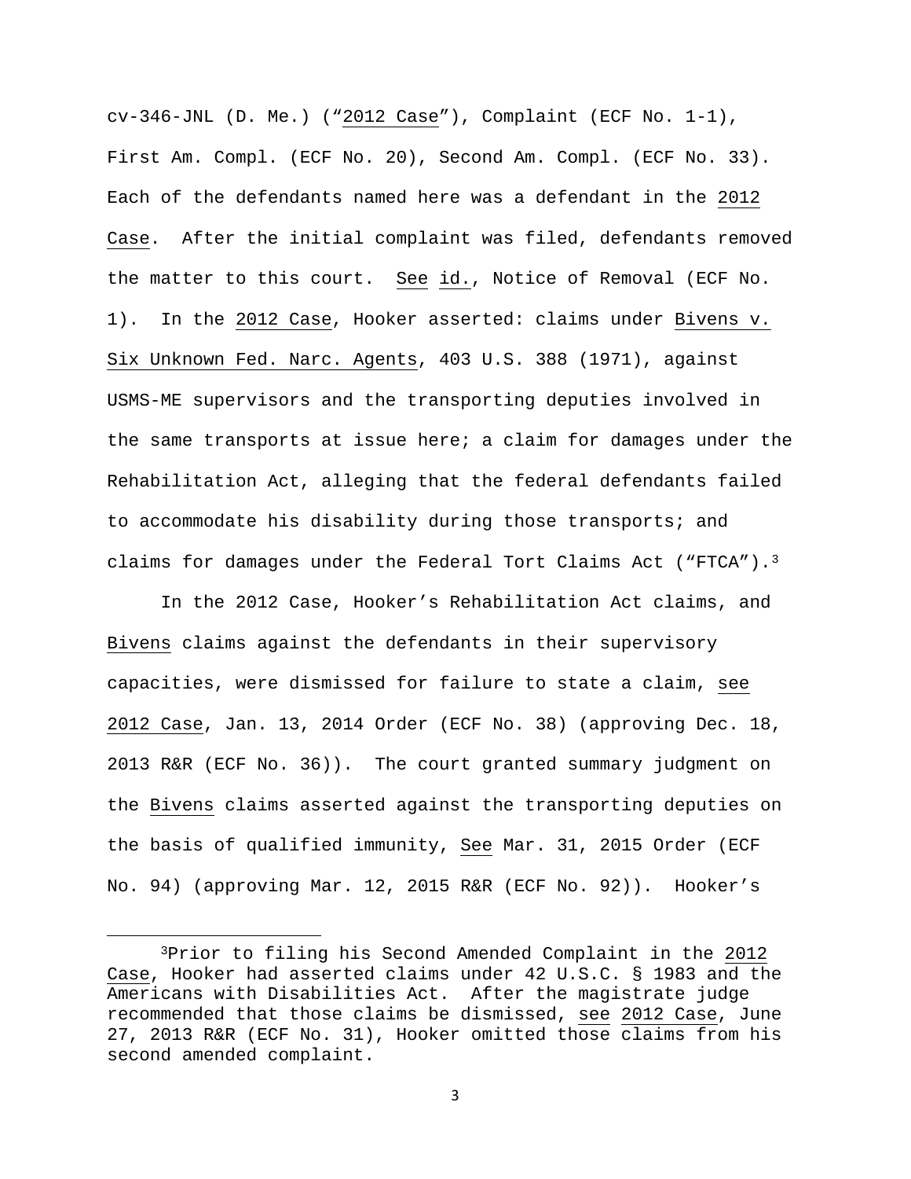cv-346-JNL (D. Me.) ("2012 Case"), Complaint (ECF No. 1-1), First Am. Compl. (ECF No. 20), Second Am. Compl. (ECF No. 33). Each of the defendants named here was a defendant in the 2012 Case. After the initial complaint was filed, defendants removed the matter to this court. See id., Notice of Removal (ECF No. 1). In the 2012 Case, Hooker asserted: claims under Bivens v. Six Unknown Fed. Narc. Agents, 403 U.S. 388 (1971), against USMS-ME supervisors and the transporting deputies involved in the same transports at issue here; a claim for damages under the Rehabilitation Act, alleging that the federal defendants failed to accommodate his disability during those transports; and claims for damages under the Federal Tort Claims Act ("FTCA").[3]

In the 2012 Case, Hooker's Rehabilitation Act claims, and Bivens claims against the defendants in their supervisory capacities, were dismissed for failure to state a claim, see 2012 Case, Jan. 13, 2014 Order (ECF No. 38) (approving Dec. 18, 2013 R&R (ECF No. 36)). The court granted summary judgment on the Bivens claims asserted against the transporting deputies on the basis of qualified immunity, See Mar. 31, 2015 Order (ECF No. 94) (approving Mar. 12, 2015 R&R (ECF No. 92)). Hooker's

[3]Prior to filing his Second Amended Complaint in the 2012 Case, Hooker had asserted claims under 42 U.S.C. § 1983 and the Americans with Disabilities Act. After the magistrate judge recommended that those claims be dismissed, see 2012 Case, June 27, 2013 R&R (ECF No. 31), Hooker omitted those claims from his second amended complaint.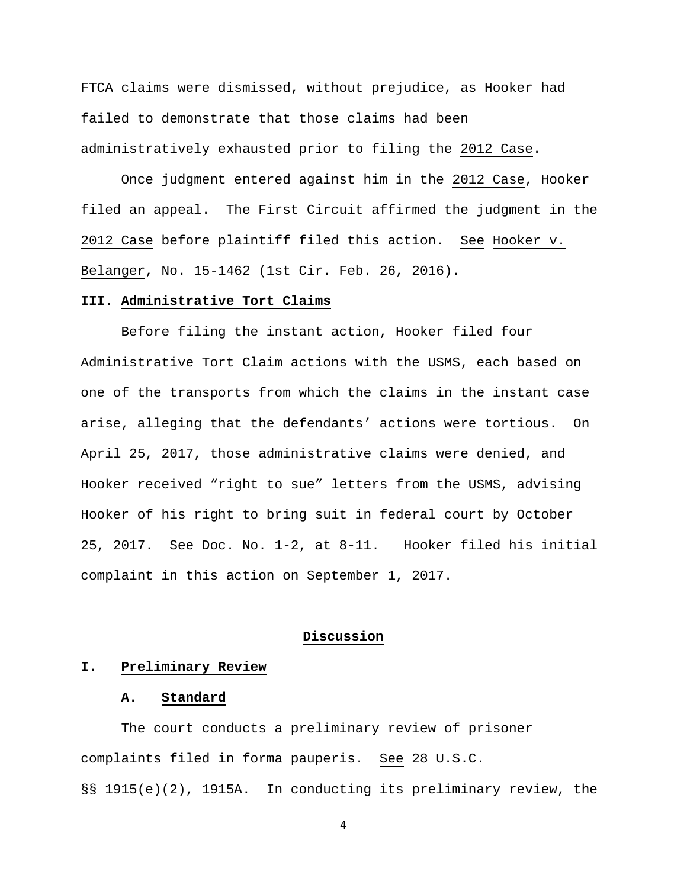FTCA claims were dismissed, without prejudice, as Hooker had failed to demonstrate that those claims had been administratively exhausted prior to filing the 2012 Case.

Once judgment entered against him in the 2012 Case, Hooker filed an appeal. The First Circuit affirmed the judgment in the 2012 Case before plaintiff filed this action. See Hooker v. Belanger, No. 15-1462 (1st Cir. Feb. 26, 2016).

### III. Administrative Tort Claims

Before filing the instant action, Hooker filed four Administrative Tort Claim actions with the USMS, each based on one of the transports from which the claims in the instant case arise, alleging that the defendants' actions were tortious. On April 25, 2017, those administrative claims were denied, and Hooker received "right to sue" letters from the USMS, advising Hooker of his right to bring suit in federal court by October 25, 2017. See Doc. No. 1-2, at 8-11. Hooker filed his initial complaint in this action on September 1, 2017.

## Discussion

### I. Preliminary Review

#### A. Standard

The court conducts a preliminary review of prisoner complaints filed in forma pauperis. See 28 U.S.C. §§ 1915(e)(2), 1915A. In conducting its preliminary review, the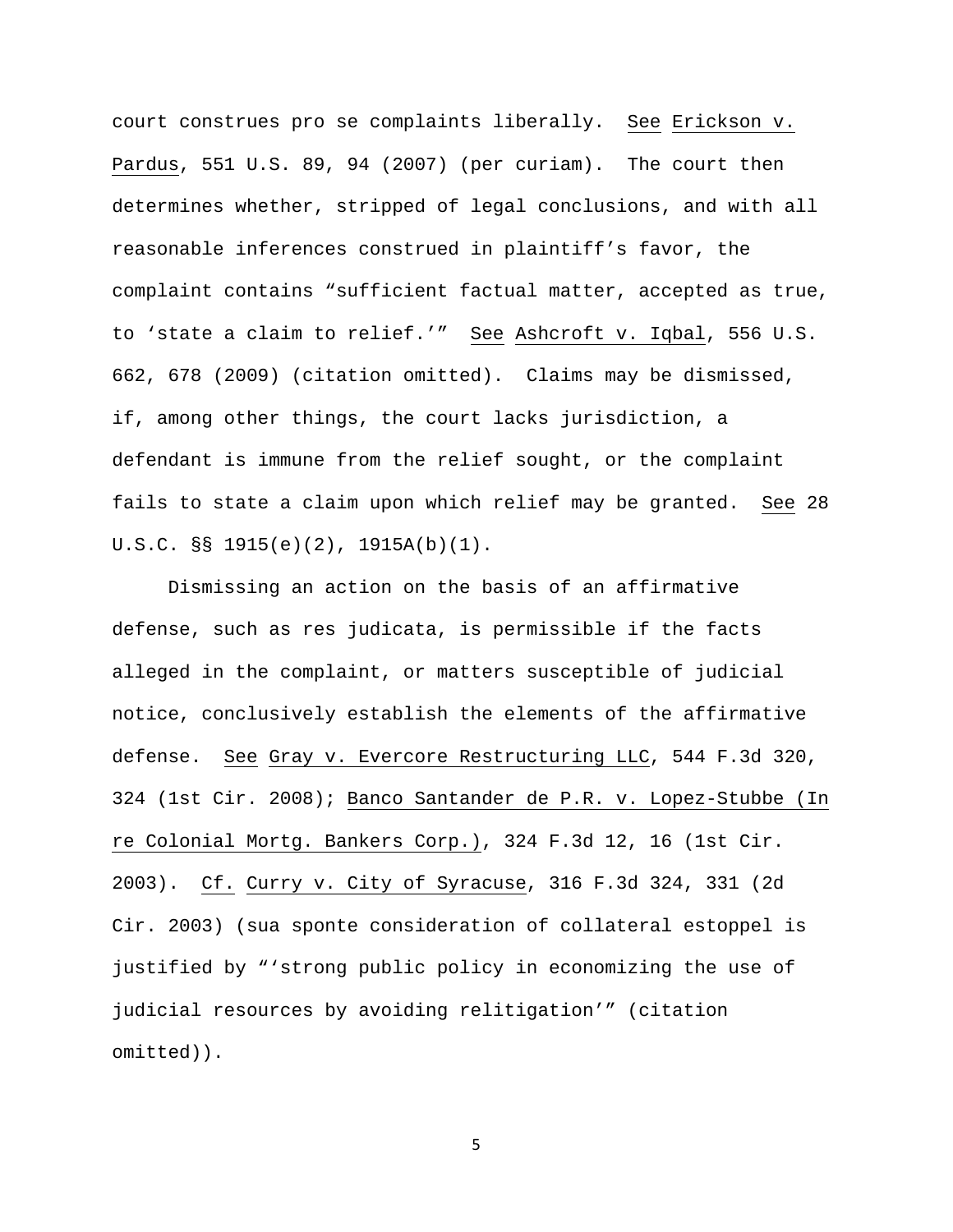court construes pro se complaints liberally. See Erickson v. Pardus, 551 U.S. 89, 94 (2007) (per curiam). The court then determines whether, stripped of legal conclusions, and with all reasonable inferences construed in plaintiff's favor, the complaint contains "sufficient factual matter, accepted as true, to 'state a claim to relief.'" See Ashcroft v. Iqbal, 556 U.S. 662, 678 (2009) (citation omitted). Claims may be dismissed, if, among other things, the court lacks jurisdiction, a defendant is immune from the relief sought, or the complaint fails to state a claim upon which relief may be granted. See 28 U.S.C. §§ 1915(e)(2), 1915A(b)(1).

Dismissing an action on the basis of an affirmative defense, such as res judicata, is permissible if the facts alleged in the complaint, or matters susceptible of judicial notice, conclusively establish the elements of the affirmative defense. See Gray v. Evercore Restructuring LLC, 544 F.3d 320, 324 (1st Cir. 2008); Banco Santander de P.R. v. Lopez-Stubbe (In re Colonial Mortg. Bankers Corp.), 324 F.3d 12, 16 (1st Cir. 2003). Cf. Curry v. City of Syracuse, 316 F.3d 324, 331 (2d Cir. 2003) (sua sponte consideration of collateral estoppel is justified by "'strong public policy in economizing the use of judicial resources by avoiding relitigation'" (citation omitted)).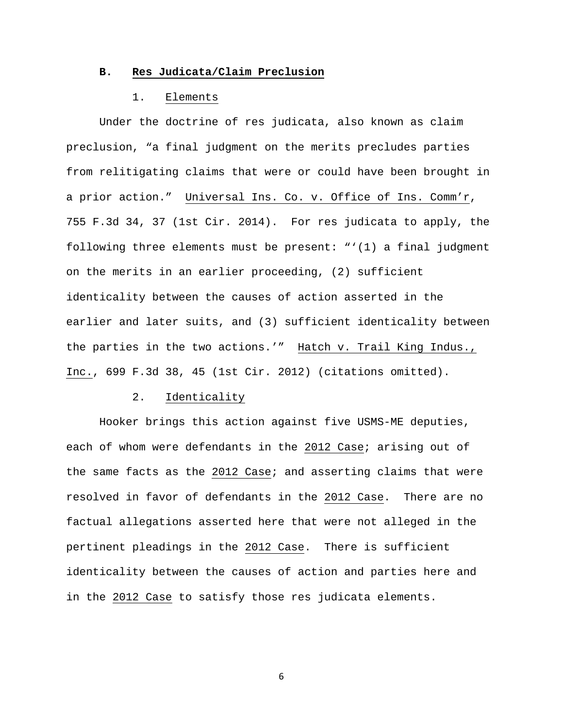### B. **Res Judicata/Claim Preclusion**

#### 1. Elements

Under the doctrine of res judicata, also known as claim preclusion, "a final judgment on the merits precludes parties from relitigating claims that were or could have been brought in a prior action." Universal Ins. Co. v. Office of Ins. Comm'r, 755 F.3d 34, 37 (1st Cir. 2014). For res judicata to apply, the following three elements must be present: "'(1) a final judgment on the merits in an earlier proceeding, (2) sufficient identicality between the causes of action asserted in the earlier and later suits, and (3) sufficient identicality between the parties in the two actions.'" Hatch v. Trail King Indus., Inc., 699 F.3d 38, 45 (1st Cir. 2012) (citations omitted).

#### 2. Identicality

Hooker brings this action against five USMS-ME deputies, each of whom were defendants in the 2012 Case; arising out of the same facts as the 2012 Case; and asserting claims that were resolved in favor of defendants in the 2012 Case. There are no factual allegations asserted here that were not alleged in the pertinent pleadings in the 2012 Case. There is sufficient identicality between the causes of action and parties here and in the 2012 Case to satisfy those res judicata elements.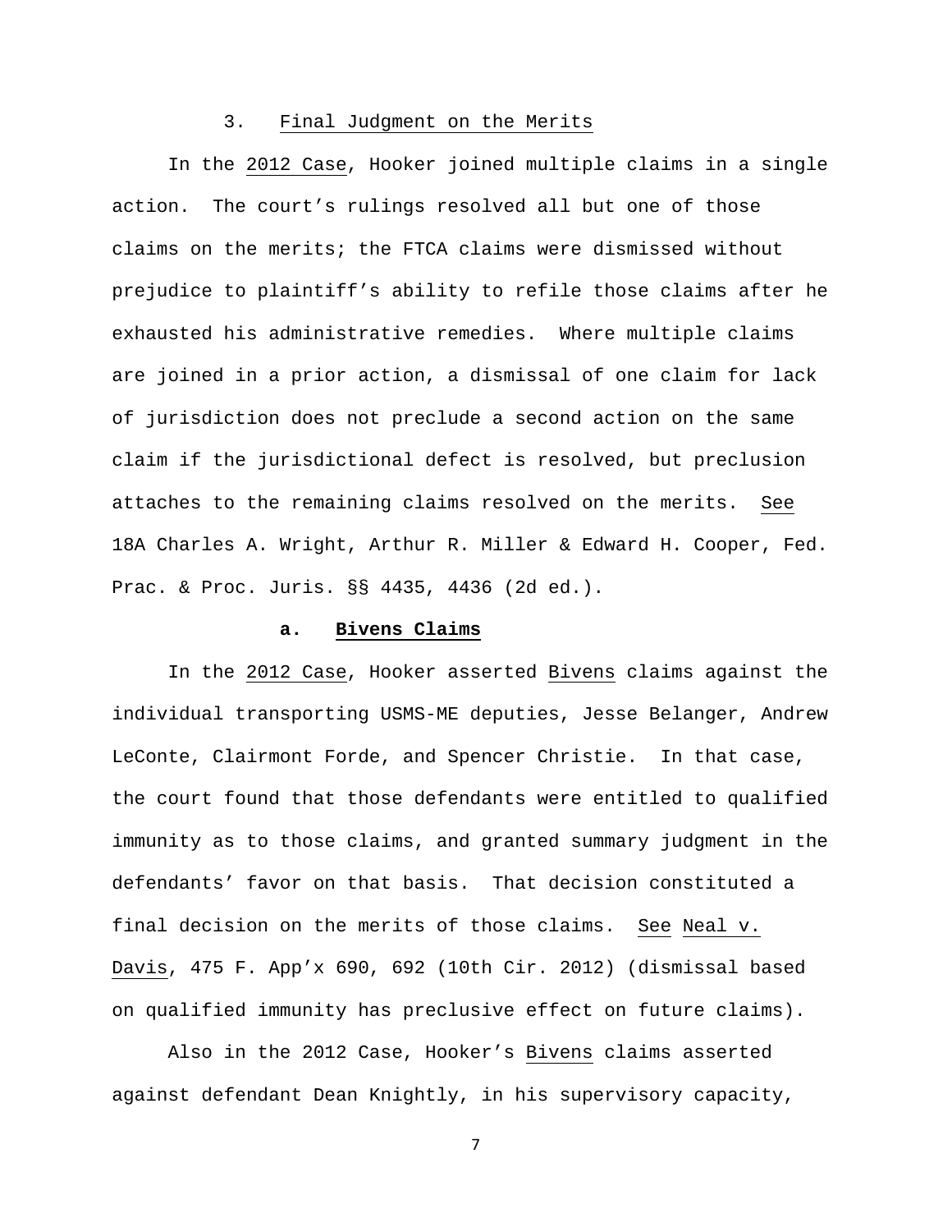### 3. Final Judgment on the Merits

In the _2012 Case_, Hooker joined multiple claims in a single action. The court's rulings resolved all but one of those claims on the merits; the FTCA claims were dismissed without prejudice to plaintiff's ability to refile those claims after he exhausted his administrative remedies. Where multiple claims are joined in a prior action, a dismissal of one claim for lack of jurisdiction does not preclude a second action on the same claim if the jurisdictional defect is resolved, but preclusion attaches to the remaining claims resolved on the merits. _See_ 18A Charles A. Wright, Arthur R. Miller & Edward H. Cooper, Fed. Prac. & Proc. Juris. §§ 4435, 4436 (2d ed.).

#### a. **Bivens Claims**

In the _2012 Case_, Hooker asserted _Bivens_ claims against the individual transporting USMS-ME deputies, Jesse Belanger, Andrew LeConte, Clairmont Forde, and Spencer Christie. In that case, the court found that those defendants were entitled to qualified immunity as to those claims, and granted summary judgment in the defendants' favor on that basis. That decision constituted a final decision on the merits of those claims. _See_ _Neal v. Davis_, 475 F. App'x 690, 692 (10th Cir. 2012) (dismissal based on qualified immunity has preclusive effect on future claims).

Also in the 2012 Case, Hooker's _Bivens_ claims asserted against defendant Dean Knightly, in his supervisory capacity,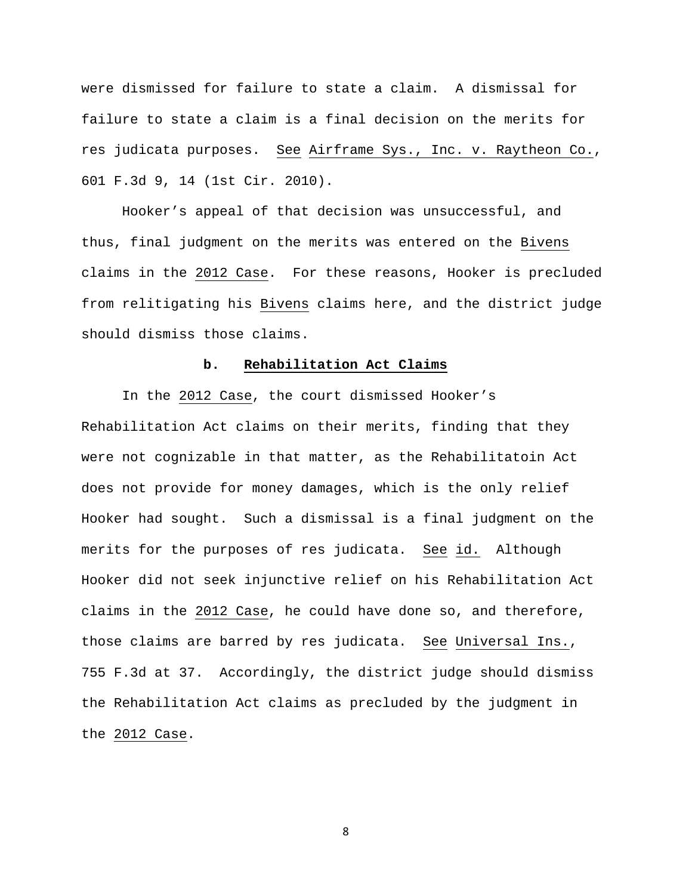were dismissed for failure to state a claim. A dismissal for failure to state a claim is a final decision on the merits for res judicata purposes. See Airframe Sys., Inc. v. Raytheon Co., 601 F.3d 9, 14 (1st Cir. 2010).

Hooker's appeal of that decision was unsuccessful, and thus, final judgment on the merits was entered on the Bivens claims in the 2012 Case. For these reasons, Hooker is precluded from relitigating his Bivens claims here, and the district judge should dismiss those claims.

### b. Rehabilitation Act Claims

In the 2012 Case, the court dismissed Hooker's Rehabilitation Act claims on their merits, finding that they were not cognizable in that matter, as the Rehabilitatoin Act does not provide for money damages, which is the only relief Hooker had sought. Such a dismissal is a final judgment on the merits for the purposes of res judicata. See id. Although Hooker did not seek injunctive relief on his Rehabilitation Act claims in the 2012 Case, he could have done so, and therefore, those claims are barred by res judicata. See Universal Ins., 755 F.3d at 37. Accordingly, the district judge should dismiss the Rehabilitation Act claims as precluded by the judgment in the 2012 Case.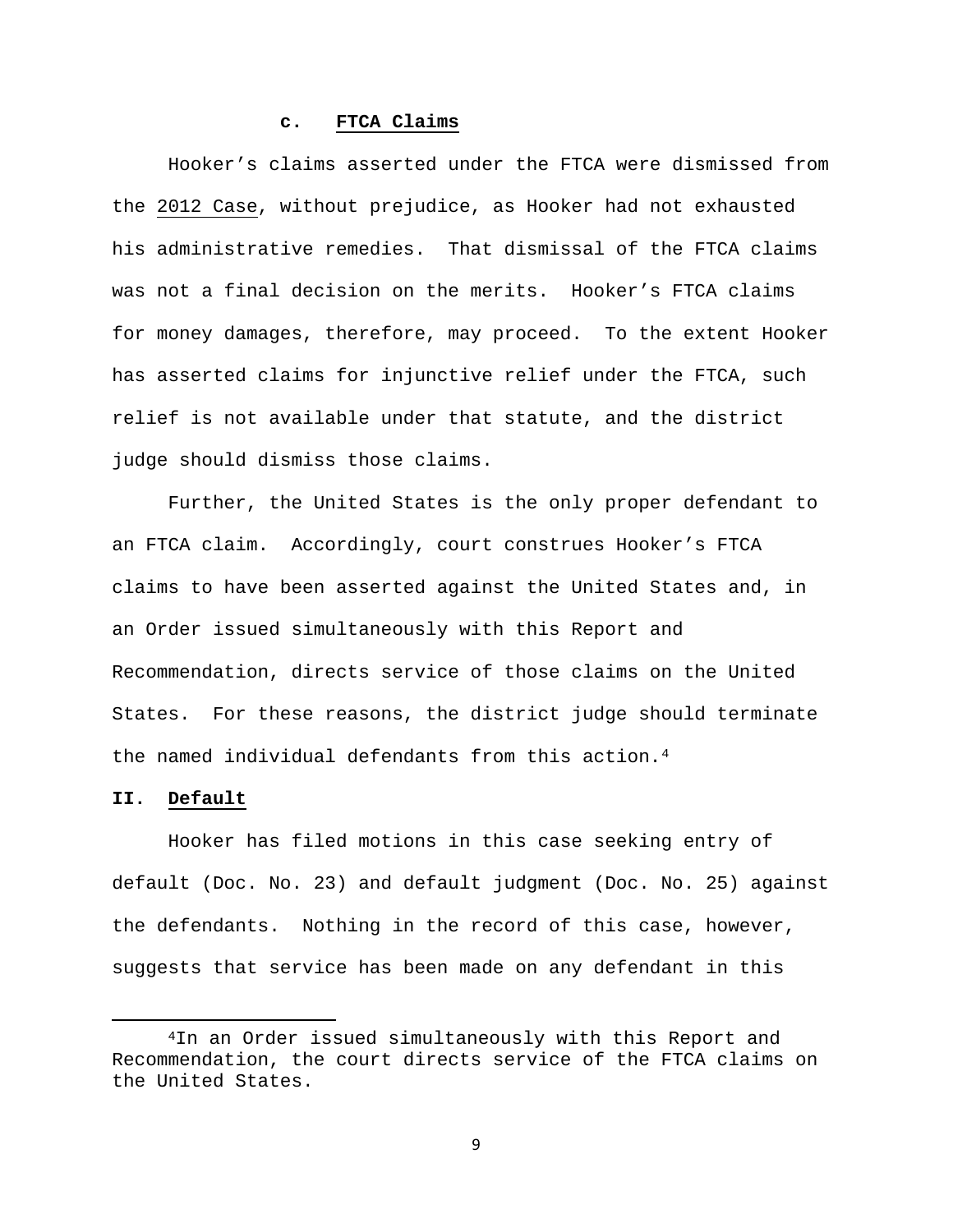#### c. FTCA Claims

Hooker's claims asserted under the FTCA were dismissed from the 2012 Case, without prejudice, as Hooker had not exhausted his administrative remedies. That dismissal of the FTCA claims was not a final decision on the merits. Hooker's FTCA claims for money damages, therefore, may proceed. To the extent Hooker has asserted claims for injunctive relief under the FTCA, such relief is not available under that statute, and the district judge should dismiss those claims.

Further, the United States is the only proper defendant to an FTCA claim. Accordingly, court construes Hooker's FTCA claims to have been asserted against the United States and, in an Order issued simultaneously with this Report and Recommendation, directs service of those claims on the United States. For these reasons, the district judge should terminate the named individual defendants from this action.[4]

## II. Default

Hooker has filed motions in this case seeking entry of default (Doc. No. 23) and default judgment (Doc. No. 25) against the defendants. Nothing in the record of this case, however, suggests that service has been made on any defendant in this

[4]In an Order issued simultaneously with this Report and Recommendation, the court directs service of the FTCA claims on the United States.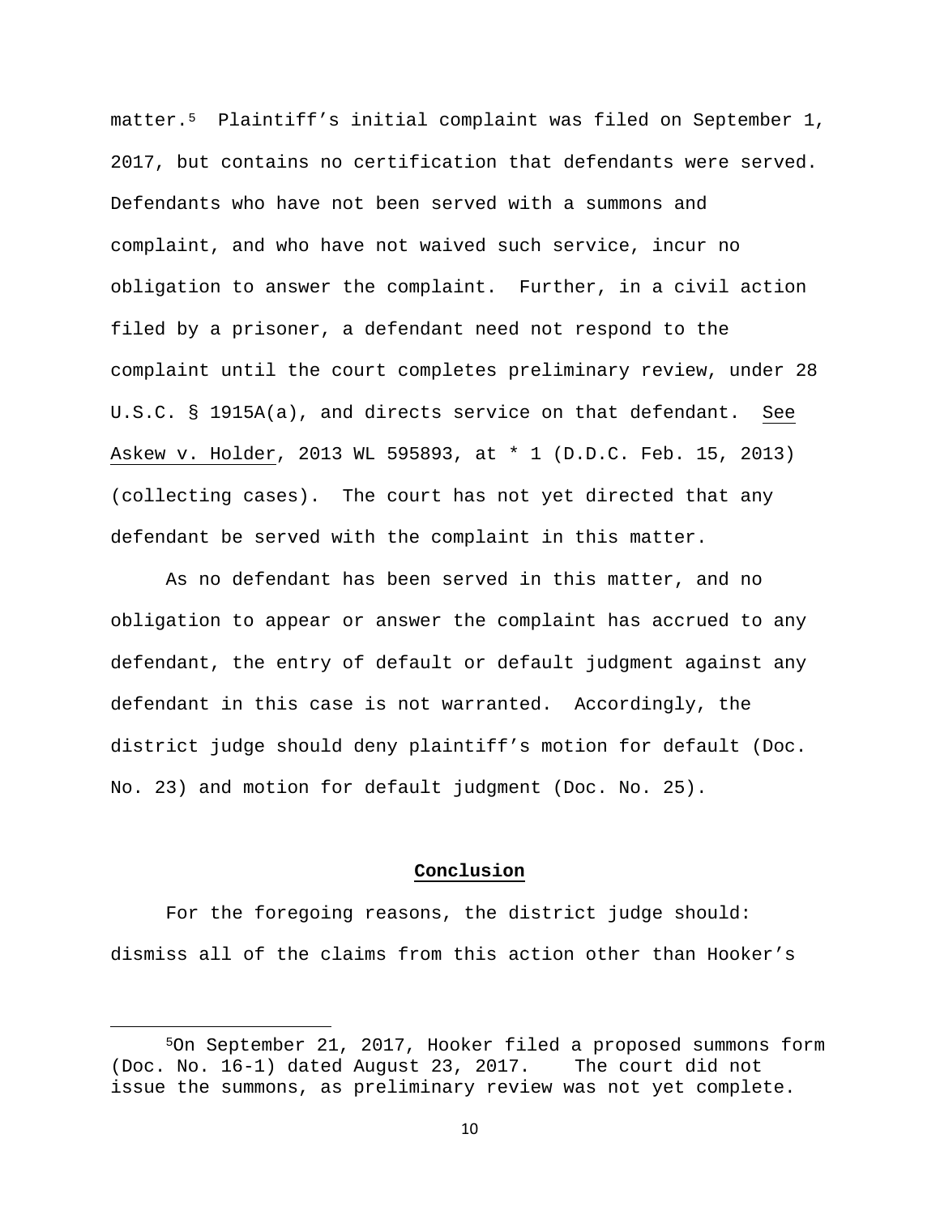matter.[5] Plaintiff's initial complaint was filed on September 1, 2017, but contains no certification that defendants were served. Defendants who have not been served with a summons and complaint, and who have not waived such service, incur no obligation to answer the complaint. Further, in a civil action filed by a prisoner, a defendant need not respond to the complaint until the court completes preliminary review, under 28 U.S.C. § 1915A(a), and directs service on that defendant. See Askew v. Holder, 2013 WL 595893, at * 1 (D.D.C. Feb. 15, 2013) (collecting cases). The court has not yet directed that any defendant be served with the complaint in this matter.

As no defendant has been served in this matter, and no obligation to appear or answer the complaint has accrued to any defendant, the entry of default or default judgment against any defendant in this case is not warranted. Accordingly, the district judge should deny plaintiff's motion for default (Doc. No. 23) and motion for default judgment (Doc. No. 25).

## Conclusion

For the foregoing reasons, the district judge should: dismiss all of the claims from this action other than Hooker's

[5] On September 21, 2017, Hooker filed a proposed summons form (Doc. No. 16-1) dated August 23, 2017. The court did not issue the summons, as preliminary review was not yet complete.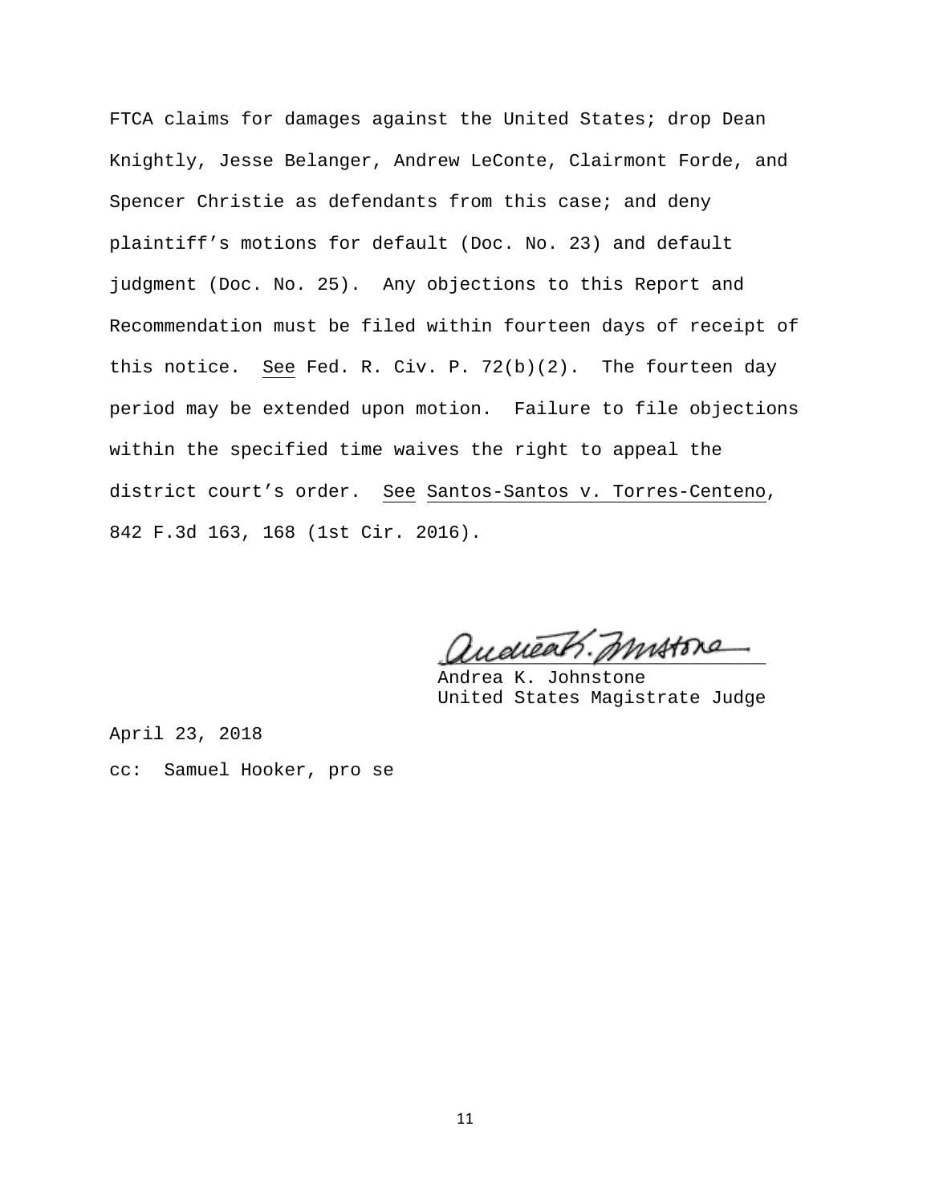FTCA claims for damages against the United States; drop Dean Knightly, Jesse Belanger, Andrew LeConte, Clairmont Forde, and Spencer Christie as defendants from this case; and deny plaintiff's motions for default (Doc. No. 23) and default judgment (Doc. No. 25). Any objections to this Report and Recommendation must be filed within fourteen days of receipt of this notice. See Fed. R. Civ. P. 72(b)(2). The fourteen day period may be extended upon motion. Failure to file objections within the specified time waives the right to appeal the district court's order. See Santos-Santos v. Torres-Centeno, 842 F.3d 163, 168 (1st Cir. 2016).

Andrea K. Johnstone
United States Magistrate Judge

April 23, 2018

cc: Samuel Hooker, pro se